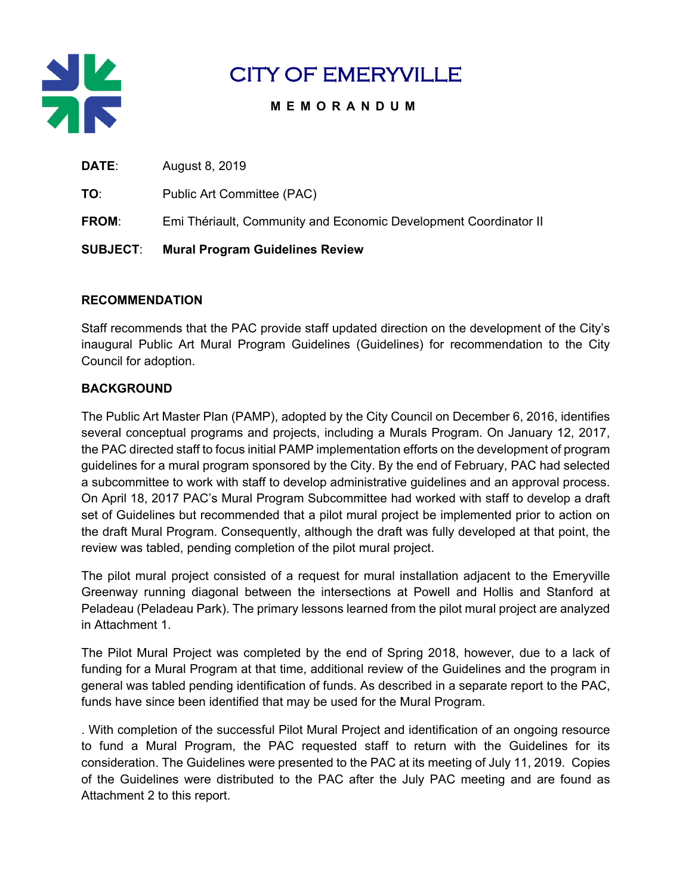# CITY OF EMERYVILLE

**M E M O R A N D U M**

**DATE**: August 8, 2019

**TO**: Public Art Committee (PAC)

**FROM**: Emi Thériault, Community and Economic Development Coordinator II

**SUBJECT**: **Mural Program Guidelines Review**

## RECOMMENDATION

Staff recommends that the PAC provide staff updated direction on the development of the City's inaugural Public Art Mural Program Guidelines (Guidelines) for recommendation to the City Council for adoption.

## BACKGROUND

The Public Art Master Plan (PAMP), adopted by the City Council on December 6, 2016, identifies several conceptual programs and projects, including a Murals Program. On January 12, 2017, the PAC directed staff to focus initial PAMP implementation efforts on the development of program guidelines for a mural program sponsored by the City. By the end of February, PAC had selected a subcommittee to work with staff to develop administrative guidelines and an approval process. On April 18, 2017 PAC's Mural Program Subcommittee had worked with staff to develop a draft set of Guidelines but recommended that a pilot mural project be implemented prior to action on the draft Mural Program. Consequently, although the draft was fully developed at that point, the review was tabled, pending completion of the pilot mural project.

The pilot mural project consisted of a request for mural installation adjacent to the Emeryville Greenway running diagonal between the intersections at Powell and Hollis and Stanford at Peladeau (Peladeau Park). The primary lessons learned from the pilot mural project are analyzed in Attachment 1.

The Pilot Mural Project was completed by the end of Spring 2018, however, due to a lack of funding for a Mural Program at that time, additional review of the Guidelines and the program in general was tabled pending identification of funds. As described in a separate report to the PAC, funds have since been identified that may be used for the Mural Program.

. With completion of the successful Pilot Mural Project and identification of an ongoing resource to fund a Mural Program, the PAC requested staff to return with the Guidelines for its consideration. The Guidelines were presented to the PAC at its meeting of July 11, 2019. Copies of the Guidelines were distributed to the PAC after the July PAC meeting and are found as Attachment 2 to this report.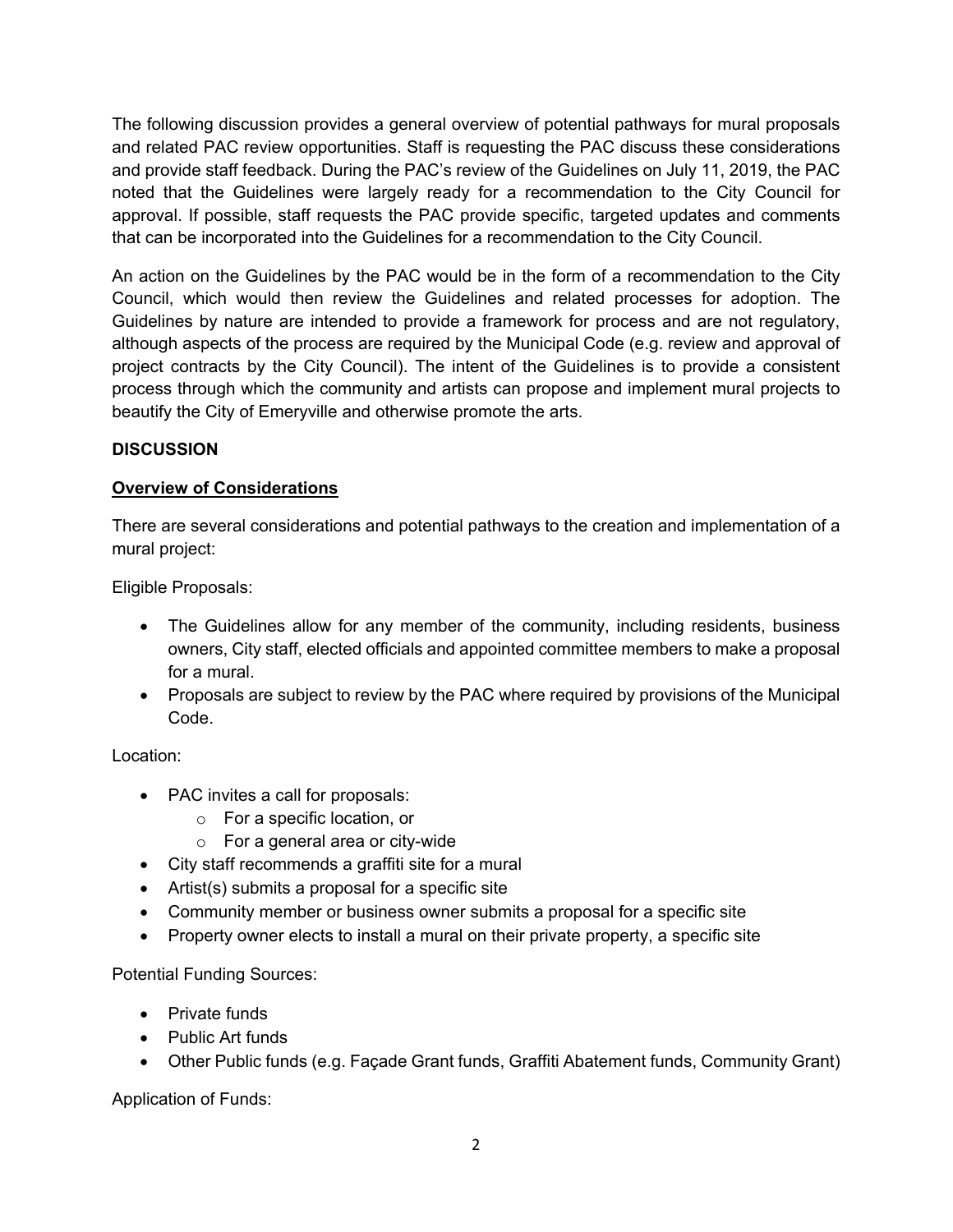The following discussion provides a general overview of potential pathways for mural proposals and related PAC review opportunities. Staff is requesting the PAC discuss these considerations and provide staff feedback. During the PAC's review of the Guidelines on July 11, 2019, the PAC noted that the Guidelines were largely ready for a recommendation to the City Council for approval. If possible, staff requests the PAC provide specific, targeted updates and comments that can be incorporated into the Guidelines for a recommendation to the City Council.

An action on the Guidelines by the PAC would be in the form of a recommendation to the City Council, which would then review the Guidelines and related processes for adoption. The Guidelines by nature are intended to provide a framework for process and are not regulatory, although aspects of the process are required by the Municipal Code (e.g. review and approval of project contracts by the City Council). The intent of the Guidelines is to provide a consistent process through which the community and artists can propose and implement mural projects to beautify the City of Emeryville and otherwise promote the arts.

**DISCUSSION**

**Overview of Considerations**

There are several considerations and potential pathways to the creation and implementation of a mural project:

Eligible Proposals:

- The Guidelines allow for any member of the community, including residents, business owners, City staff, elected officials and appointed committee members to make a proposal for a mural.
- Proposals are subject to review by the PAC where required by provisions of the Municipal Code.

Location:

- PAC invites a call for proposals:
  - For a specific location, or
  - For a general area or city-wide
- City staff recommends a graffiti site for a mural
- Artist(s) submits a proposal for a specific site
- Community member or business owner submits a proposal for a specific site
- Property owner elects to install a mural on their private property, a specific site

Potential Funding Sources:

- Private funds
- Public Art funds
- Other Public funds (e.g. Façade Grant funds, Graffiti Abatement funds, Community Grant)

Application of Funds: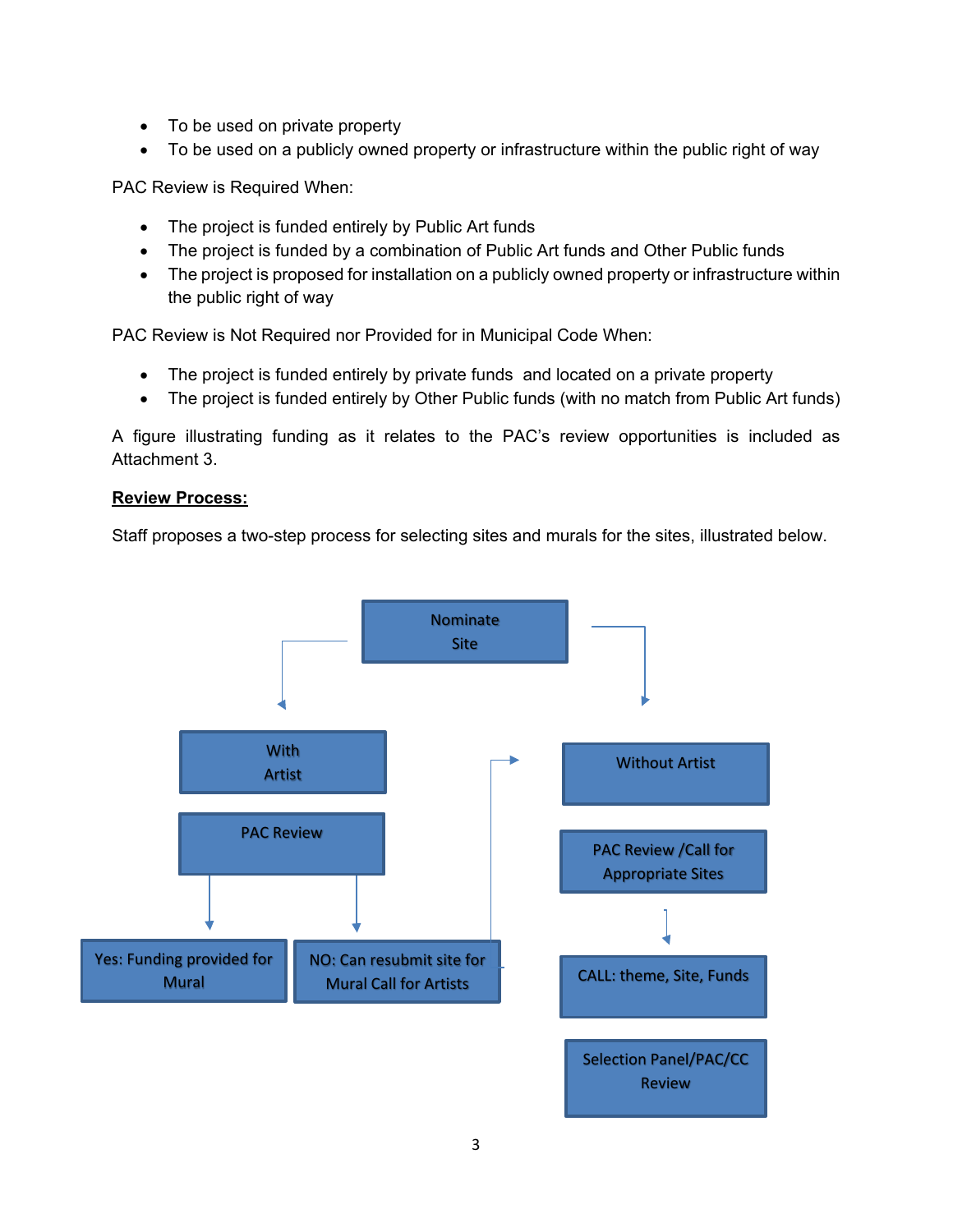- To be used on private property
- To be used on a publicly owned property or infrastructure within the public right of way

PAC Review is Required When:

- The project is funded entirely by Public Art funds
- The project is funded by a combination of Public Art funds and Other Public funds
- The project is proposed for installation on a publicly owned property or infrastructure within the public right of way

PAC Review is Not Required nor Provided for in Municipal Code When:

- The project is funded entirely by private funds and located on a private property
- The project is funded entirely by Other Public funds (with no match from Public Art funds)

A figure illustrating funding as it relates to the PAC's review opportunities is included as Attachment 3.

**Review Process:**

Staff proposes a two-step process for selecting sites and murals for the sites, illustrated below.

Nominate Site

With Artist

PAC Review

Yes: Funding provided for Mural

NO: Can resubmit site for Mural Call for Artists

Without Artist

PAC Review /Call for Appropriate Sites

CALL: theme, Site, Funds

Selection Panel/PAC/CC Review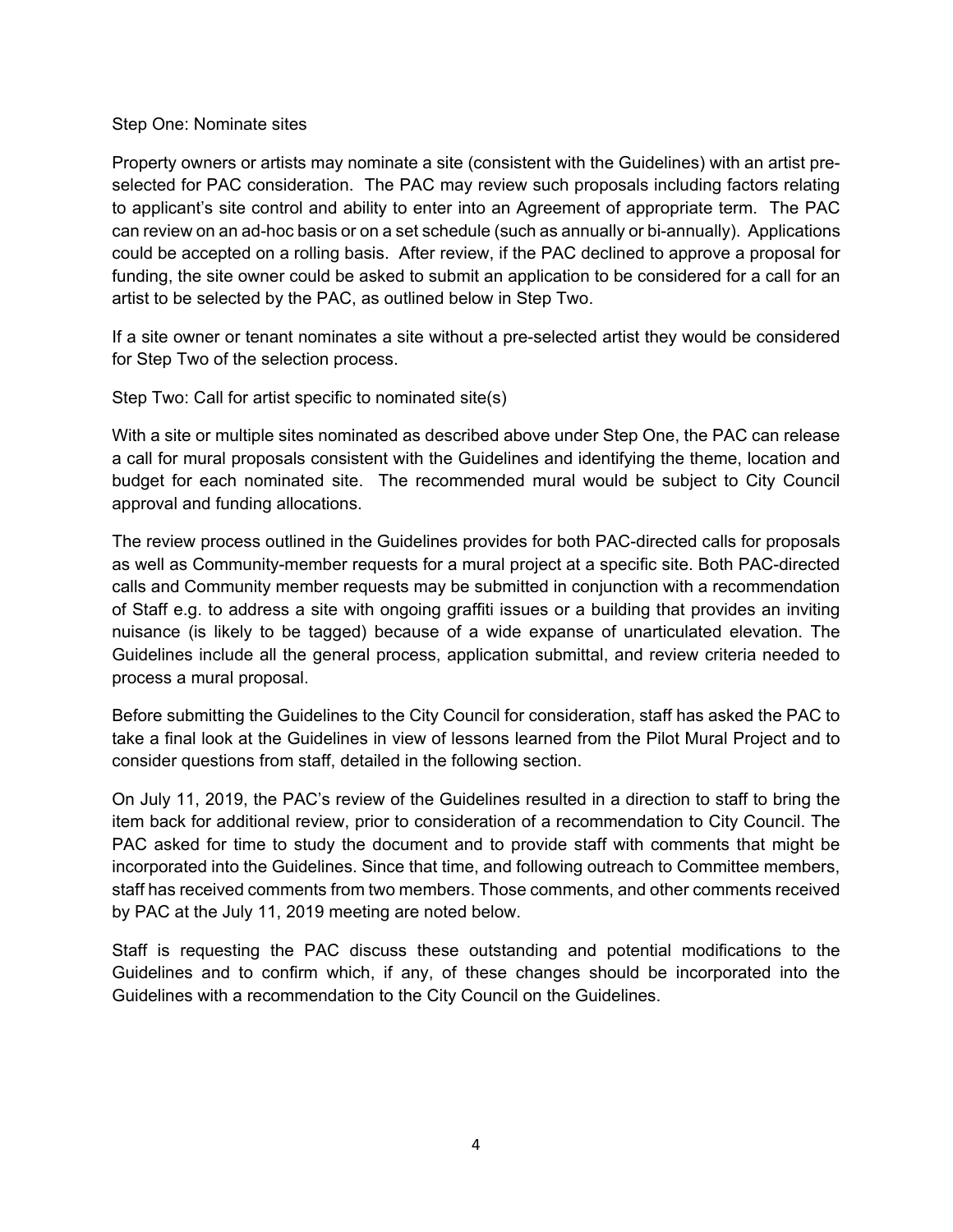Step One: Nominate sites

Property owners or artists may nominate a site (consistent with the Guidelines) with an artist pre-selected for PAC consideration. The PAC may review such proposals including factors relating to applicant's site control and ability to enter into an Agreement of appropriate term. The PAC can review on an ad-hoc basis or on a set schedule (such as annually or bi-annually). Applications could be accepted on a rolling basis. After review, if the PAC declined to approve a proposal for funding, the site owner could be asked to submit an application to be considered for a call for an artist to be selected by the PAC, as outlined below in Step Two.

If a site owner or tenant nominates a site without a pre-selected artist they would be considered for Step Two of the selection process.

Step Two: Call for artist specific to nominated site(s)

With a site or multiple sites nominated as described above under Step One, the PAC can release a call for mural proposals consistent with the Guidelines and identifying the theme, location and budget for each nominated site. The recommended mural would be subject to City Council approval and funding allocations.

The review process outlined in the Guidelines provides for both PAC-directed calls for proposals as well as Community-member requests for a mural project at a specific site. Both PAC-directed calls and Community member requests may be submitted in conjunction with a recommendation of Staff e.g. to address a site with ongoing graffiti issues or a building that provides an inviting nuisance (is likely to be tagged) because of a wide expanse of unarticulated elevation. The Guidelines include all the general process, application submittal, and review criteria needed to process a mural proposal.

Before submitting the Guidelines to the City Council for consideration, staff has asked the PAC to take a final look at the Guidelines in view of lessons learned from the Pilot Mural Project and to consider questions from staff, detailed in the following section.

On July 11, 2019, the PAC's review of the Guidelines resulted in a direction to staff to bring the item back for additional review, prior to consideration of a recommendation to City Council. The PAC asked for time to study the document and to provide staff with comments that might be incorporated into the Guidelines. Since that time, and following outreach to Committee members, staff has received comments from two members. Those comments, and other comments received by PAC at the July 11, 2019 meeting are noted below.

Staff is requesting the PAC discuss these outstanding and potential modifications to the Guidelines and to confirm which, if any, of these changes should be incorporated into the Guidelines with a recommendation to the City Council on the Guidelines.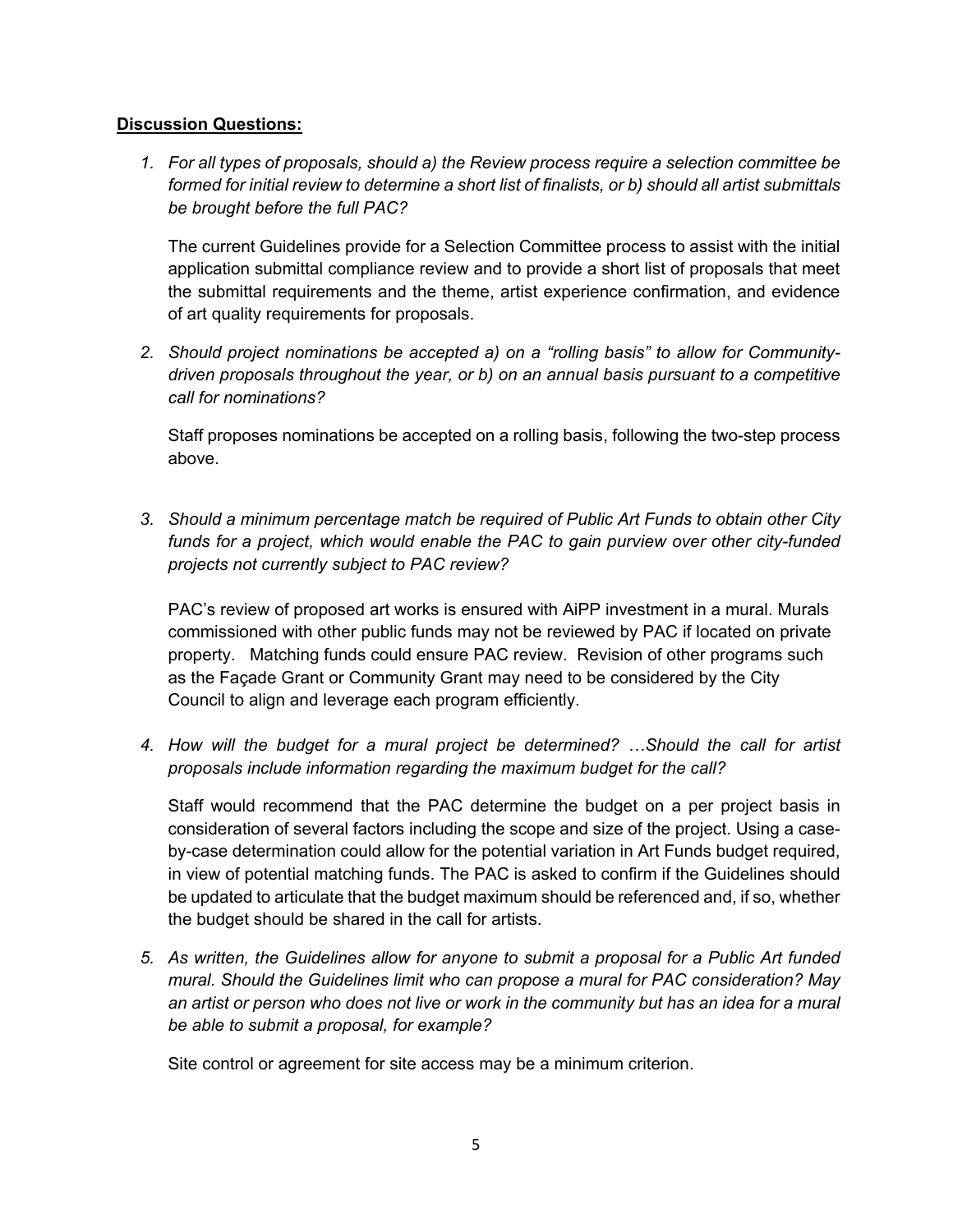**Discussion Questions:**

1. *For all types of proposals, should a) the Review process require a selection committee be formed for initial review to determine a short list of finalists, or b) should all artist submittals be brought before the full PAC?*

   The current Guidelines provide for a Selection Committee process to assist with the initial application submittal compliance review and to provide a short list of proposals that meet the submittal requirements and the theme, artist experience confirmation, and evidence of art quality requirements for proposals.

2. *Should project nominations be accepted a) on a "rolling basis" to allow for Community-driven proposals throughout the year, or b) on an annual basis pursuant to a competitive call for nominations?*

   Staff proposes nominations be accepted on a rolling basis, following the two-step process above.

3. *Should a minimum percentage match be required of Public Art Funds to obtain other City funds for a project, which would enable the PAC to gain purview over other city-funded projects not currently subject to PAC review?*

   PAC's review of proposed art works is ensured with AiPP investment in a mural. Murals commissioned with other public funds may not be reviewed by PAC if located on private property. Matching funds could ensure PAC review. Revision of other programs such as the Façade Grant or Community Grant may need to be considered by the City Council to align and leverage each program efficiently.

4. *How will the budget for a mural project be determined? …Should the call for artist proposals include information regarding the maximum budget for the call?*

   Staff would recommend that the PAC determine the budget on a per project basis in consideration of several factors including the scope and size of the project. Using a case-by-case determination could allow for the potential variation in Art Funds budget required, in view of potential matching funds. The PAC is asked to confirm if the Guidelines should be updated to articulate that the budget maximum should be referenced and, if so, whether the budget should be shared in the call for artists.

5. *As written, the Guidelines allow for anyone to submit a proposal for a Public Art funded mural. Should the Guidelines limit who can propose a mural for PAC consideration? May an artist or person who does not live or work in the community but has an idea for a mural be able to submit a proposal, for example?*

   Site control or agreement for site access may be a minimum criterion.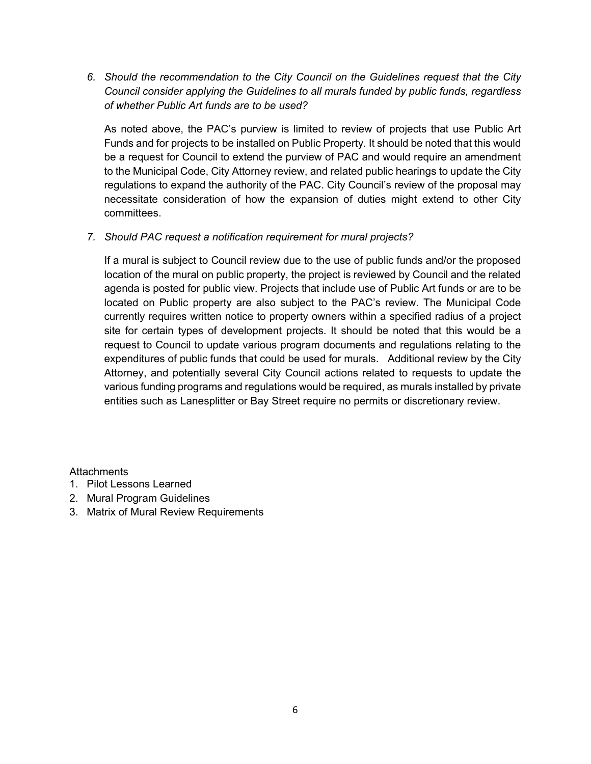6. *Should the recommendation to the City Council on the Guidelines request that the City Council consider applying the Guidelines to all murals funded by public funds, regardless of whether Public Art funds are to be used?*

   As noted above, the PAC's purview is limited to review of projects that use Public Art Funds and for projects to be installed on Public Property. It should be noted that this would be a request for Council to extend the purview of PAC and would require an amendment to the Municipal Code, City Attorney review, and related public hearings to update the City regulations to expand the authority of the PAC. City Council's review of the proposal may necessitate consideration of how the expansion of duties might extend to other City committees.

7. *Should PAC request a notification requirement for mural projects?*

   If a mural is subject to Council review due to the use of public funds and/or the proposed location of the mural on public property, the project is reviewed by Council and the related agenda is posted for public view. Projects that include use of Public Art funds or are to be located on Public property are also subject to the PAC's review. The Municipal Code currently requires written notice to property owners within a specified radius of a project site for certain types of development projects. It should be noted that this would be a request to Council to update various program documents and regulations relating to the expenditures of public funds that could be used for murals. Additional review by the City Attorney, and potentially several City Council actions related to requests to update the various funding programs and regulations would be required, as murals installed by private entities such as Lanesplitter or Bay Street require no permits or discretionary review.

<u>Attachments</u>

1. Pilot Lessons Learned
2. Mural Program Guidelines
3. Matrix of Mural Review Requirements